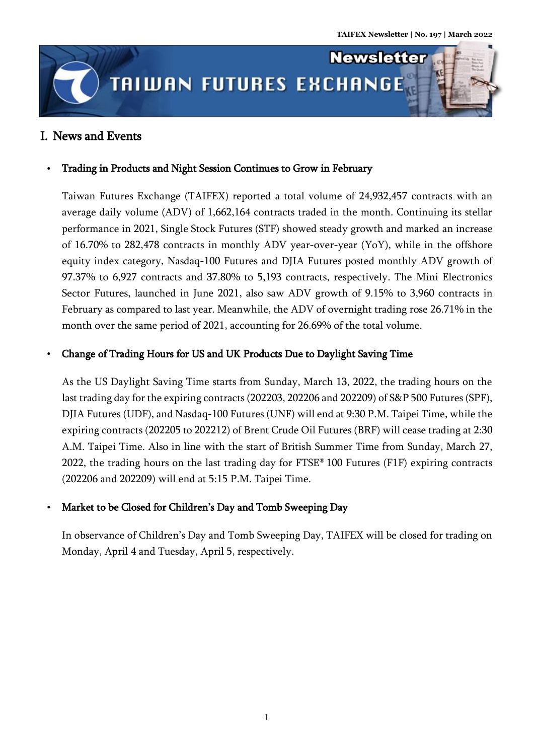# I. News and Events

- **Trading in Products and Night Session Continues to Grow in February**

  Taiwan Futures Exchange (TAIFEX) reported a total volume of 24,932,457 contracts with an average daily volume (ADV) of 1,662,164 contracts traded in the month. Continuing its stellar performance in 2021, Single Stock Futures (STF) showed steady growth and marked an increase of 16.70% to 282,478 contracts in monthly ADV year-over-year (YoY), while in the offshore equity index category, Nasdaq-100 Futures and DJIA Futures posted monthly ADV growth of 97.37% to 6,927 contracts and 37.80% to 5,193 contracts, respectively. The Mini Electronics Sector Futures, launched in June 2021, also saw ADV growth of 9.15% to 3,960 contracts in February as compared to last year. Meanwhile, the ADV of overnight trading rose 26.71% in the month over the same period of 2021, accounting for 26.69% of the total volume.

- **Change of Trading Hours for US and UK Products Due to Daylight Saving Time**

  As the US Daylight Saving Time starts from Sunday, March 13, 2022, the trading hours on the last trading day for the expiring contracts (202203, 202206 and 202209) of S&P 500 Futures (SPF), DJIA Futures (UDF), and Nasdaq-100 Futures (UNF) will end at 9:30 P.M. Taipei Time, while the expiring contracts (202205 to 202212) of Brent Crude Oil Futures (BRF) will cease trading at 2:30 A.M. Taipei Time. Also in line with the start of British Summer Time from Sunday, March 27, 2022, the trading hours on the last trading day for FTSE® 100 Futures (F1F) expiring contracts (202206 and 202209) will end at 5:15 P.M. Taipei Time.

- **Market to be Closed for Children's Day and Tomb Sweeping Day**

  In observance of Children's Day and Tomb Sweeping Day, TAIFEX will be closed for trading on Monday, April 4 and Tuesday, April 5, respectively.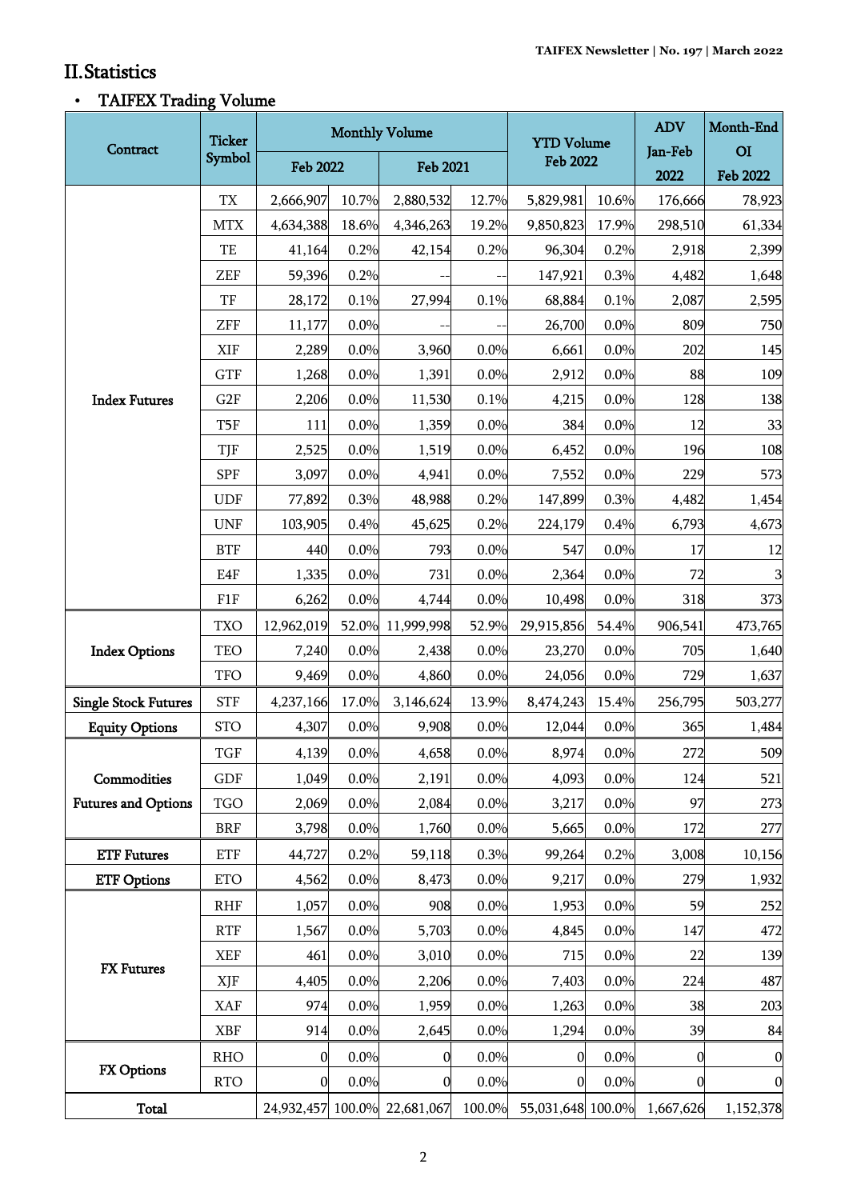## II. Statistics

- TAIFEX Trading Volume

| Contract | Ticker Symbol | Monthly Volume | | | | YTD Volume Feb 2022 | | ADV Jan-Feb 2022 | Month-End OI Feb 2022 |
|---|---|---|---|---|---|---|---|---|---|
| | | Feb 2022 | | Feb 2021 | | | | | |
| Index Futures | TX | 2,666,907 | 10.7% | 2,880,532 | 12.7% | 5,829,981 | 10.6% | 176,666 | 78,923 |
| | MTX | 4,634,388 | 18.6% | 4,346,263 | 19.2% | 9,850,823 | 17.9% | 298,510 | 61,334 |
| | TE | 41,164 | 0.2% | 42,154 | 0.2% | 96,304 | 0.2% | 2,918 | 2,399 |
| | ZEF | 59,396 | 0.2% | -- | -- | 147,921 | 0.3% | 4,482 | 1,648 |
| | TF | 28,172 | 0.1% | 27,994 | 0.1% | 68,884 | 0.1% | 2,087 | 2,595 |
| | ZFF | 11,177 | 0.0% | -- | -- | 26,700 | 0.0% | 809 | 750 |
| | XIF | 2,289 | 0.0% | 3,960 | 0.0% | 6,661 | 0.0% | 202 | 145 |
| | GTF | 1,268 | 0.0% | 1,391 | 0.0% | 2,912 | 0.0% | 88 | 109 |
| | G2F | 2,206 | 0.0% | 11,530 | 0.1% | 4,215 | 0.0% | 128 | 138 |
| | T5F | 111 | 0.0% | 1,359 | 0.0% | 384 | 0.0% | 12 | 33 |
| | TJF | 2,525 | 0.0% | 1,519 | 0.0% | 6,452 | 0.0% | 196 | 108 |
| | SPF | 3,097 | 0.0% | 4,941 | 0.0% | 7,552 | 0.0% | 229 | 573 |
| | UDF | 77,892 | 0.3% | 48,988 | 0.2% | 147,899 | 0.3% | 4,482 | 1,454 |
| | UNF | 103,905 | 0.4% | 45,625 | 0.2% | 224,179 | 0.4% | 6,793 | 4,673 |
| | BTF | 440 | 0.0% | 793 | 0.0% | 547 | 0.0% | 17 | 12 |
| | E4F | 1,335 | 0.0% | 731 | 0.0% | 2,364 | 0.0% | 72 | 3 |
| | F1F | 6,262 | 0.0% | 4,744 | 0.0% | 10,498 | 0.0% | 318 | 373 |
| Index Options | TXO | 12,962,019 | 52.0% | 11,999,998 | 52.9% | 29,915,856 | 54.4% | 906,541 | 473,765 |
| | TEO | 7,240 | 0.0% | 2,438 | 0.0% | 23,270 | 0.0% | 705 | 1,640 |
| | TFO | 9,469 | 0.0% | 4,860 | 0.0% | 24,056 | 0.0% | 729 | 1,637 |
| Single Stock Futures | STF | 4,237,166 | 17.0% | 3,146,624 | 13.9% | 8,474,243 | 15.4% | 256,795 | 503,277 |
| Equity Options | STO | 4,307 | 0.0% | 9,908 | 0.0% | 12,044 | 0.0% | 365 | 1,484 |
| Commodities Futures and Options | TGF | 4,139 | 0.0% | 4,658 | 0.0% | 8,974 | 0.0% | 272 | 509 |
| | GDF | 1,049 | 0.0% | 2,191 | 0.0% | 4,093 | 0.0% | 124 | 521 |
| | TGO | 2,069 | 0.0% | 2,084 | 0.0% | 3,217 | 0.0% | 97 | 273 |
| | BRF | 3,798 | 0.0% | 1,760 | 0.0% | 5,665 | 0.0% | 172 | 277 |
| ETF Futures | ETF | 44,727 | 0.2% | 59,118 | 0.3% | 99,264 | 0.2% | 3,008 | 10,156 |
| ETF Options | ETO | 4,562 | 0.0% | 8,473 | 0.0% | 9,217 | 0.0% | 279 | 1,932 |
| FX Futures | RHF | 1,057 | 0.0% | 908 | 0.0% | 1,953 | 0.0% | 59 | 252 |
| | RTF | 1,567 | 0.0% | 5,703 | 0.0% | 4,845 | 0.0% | 147 | 472 |
| | XEF | 461 | 0.0% | 3,010 | 0.0% | 715 | 0.0% | 22 | 139 |
| | XJF | 4,405 | 0.0% | 2,206 | 0.0% | 7,403 | 0.0% | 224 | 487 |
| | XAF | 974 | 0.0% | 1,959 | 0.0% | 1,263 | 0.0% | 38 | 203 |
| | XBF | 914 | 0.0% | 2,645 | 0.0% | 1,294 | 0.0% | 39 | 84 |
| FX Options | RHO | 0 | 0.0% | 0 | 0.0% | 0 | 0.0% | 0 | 0 |
| | RTO | 0 | 0.0% | 0 | 0.0% | 0 | 0.0% | 0 | 0 |
| Total | | 24,932,457 | 100.0% | 22,681,067 | 100.0% | 55,031,648 | 100.0% | 1,667,626 | 1,152,378 |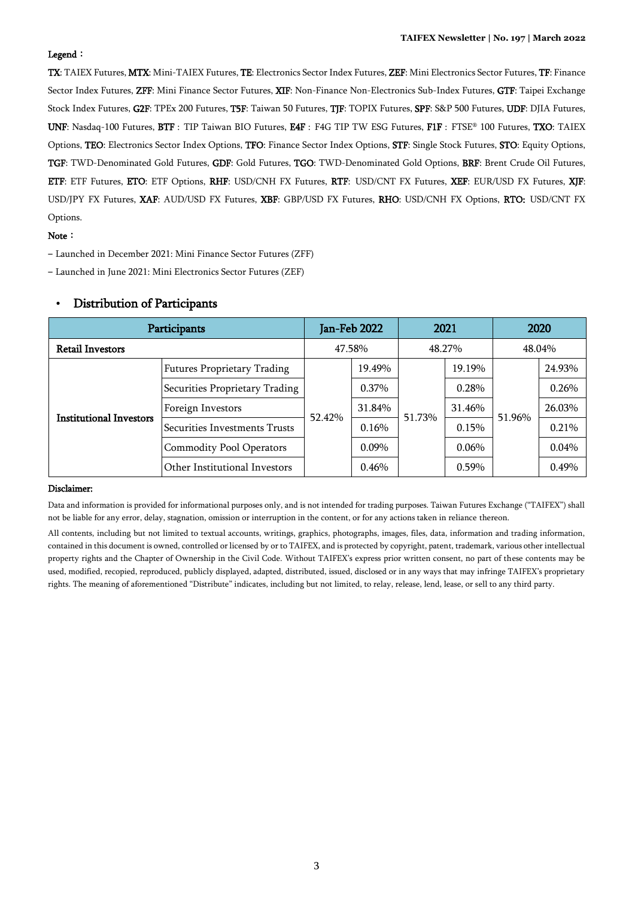**Legend：**

**TX**: TAIEX Futures, **MTX**: Mini-TAIEX Futures, **TE**: Electronics Sector Index Futures, **ZEF**: Mini Electronics Sector Futures, **TF**: Finance Sector Index Futures, **ZFF**: Mini Finance Sector Futures, **XIF**: Non-Finance Non-Electronics Sub-Index Futures, **GTF**: Taipei Exchange Stock Index Futures, **G2F**: TPEx 200 Futures, **T5F**: Taiwan 50 Futures, **TJF**: TOPIX Futures, **SPF**: S&P 500 Futures, **UDF**: DJIA Futures, **UNF**: Nasdaq-100 Futures, **BTF**：TIP Taiwan BIO Futures, **E4F**：F4G TIP TW ESG Futures, **F1F**：FTSE® 100 Futures, **TXO**: TAIEX Options, **TEO**: Electronics Sector Index Options, **TFO**: Finance Sector Index Options, **STF**: Single Stock Futures, **STO**: Equity Options, **TGF**: TWD-Denominated Gold Futures, **GDF**: Gold Futures, **TGO**: TWD-Denominated Gold Options, **BRF**: Brent Crude Oil Futures, **ETF**: ETF Futures, **ETO**: ETF Options, **RHF**: USD/CNH FX Futures, **RTF**: USD/CNT FX Futures, **XEF**: EUR/USD FX Futures, **XJF**: USD/JPY FX Futures, **XAF**: AUD/USD FX Futures, **XBF**: GBP/USD FX Futures, **RHO**: USD/CNH FX Options, **RTO:** USD/CNT FX Options.

**Note：**

– Launched in December 2021: Mini Finance Sector Futures (ZFF)

– Launched in June 2021: Mini Electronics Sector Futures (ZEF)

## • Distribution of Participants

| Participants | | Jan-Feb 2022 | | 2021 | | 2020 | |
|---|---|---|---|---|---|---|---|
| **Retail Investors** | | 47.58% | | 48.27% | | 48.04% | |
| **Institutional Investors** | Futures Proprietary Trading | 52.42% | 19.49% | 51.73% | 19.19% | 51.96% | 24.93% |
| | Securities Proprietary Trading | | 0.37% | | 0.28% | | 0.26% |
| | Foreign Investors | | 31.84% | | 31.46% | | 26.03% |
| | Securities Investments Trusts | | 0.16% | | 0.15% | | 0.21% |
| | Commodity Pool Operators | | 0.09% | | 0.06% | | 0.04% |
| | Other Institutional Investors | | 0.46% | | 0.59% | | 0.49% |

**Disclaimer:**

Data and information is provided for informational purposes only, and is not intended for trading purposes. Taiwan Futures Exchange ("TAIFEX") shall not be liable for any error, delay, stagnation, omission or interruption in the content, or for any actions taken in reliance thereon.

All contents, including but not limited to textual accounts, writings, graphics, photographs, images, files, data, information and trading information, contained in this document is owned, controlled or licensed by or to TAIFEX, and is protected by copyright, patent, trademark, various other intellectual property rights and the Chapter of Ownership in the Civil Code. Without TAIFEX's express prior written consent, no part of these contents may be used, modified, recopied, reproduced, publicly displayed, adapted, distributed, issued, disclosed or in any ways that may infringe TAIFEX's proprietary rights. The meaning of aforementioned "Distribute" indicates, including but not limited, to relay, release, lend, lease, or sell to any third party.